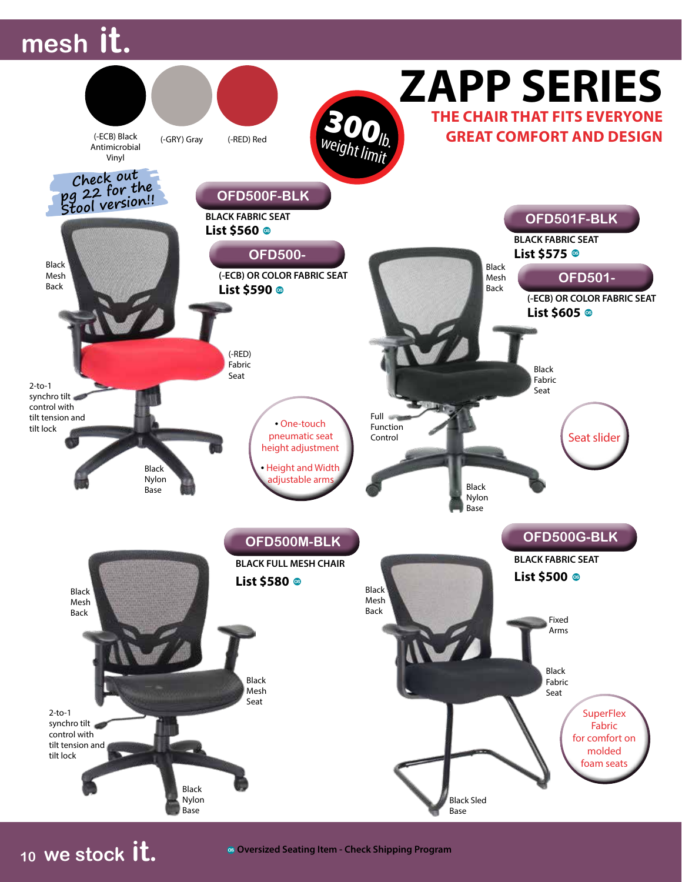# ZAPP SERIES

## THE CHAIR THAT FITS EVERYONE
## GREAT COMFORT AND DESIGN

300lb. weight limit

Colors: (-ECB) Black Antimicrobial Vinyl | (-GRY) Gray | (-RED) Red

Check out pg 22 for the Stool version!!

### OFD500F-BLK
**BLACK FABRIC SEAT**
**List $560** OS

### OFD500-
**(-ECB) OR COLOR FABRIC SEAT**
**List $590** OS

- Black Mesh Back
- (-RED) Fabric Seat
- 2-to-1 synchro tilt control with tilt tension and tilt lock
- Black Nylon Base
- One-touch pneumatic seat height adjustment
- Height and Width adjustable arms

### OFD501F-BLK
**BLACK FABRIC SEAT**
**List $575** OS

### OFD501-
**(-ECB) OR COLOR FABRIC SEAT**
**List $605** OS

- Black Mesh Back
- Black Fabric Seat
- Full Function Control
- Black Nylon Base
- Seat slider

### OFD500M-BLK
**BLACK FULL MESH CHAIR**
**List $580** OS

- Black Mesh Back
- Black Mesh Seat
- 2-to-1 synchro tilt control with tilt tension and tilt lock
- Black Nylon Base

### OFD500G-BLK
**BLACK FABRIC SEAT**
**List $500** OS

- Black Mesh Back
- Fixed Arms
- Black Fabric Seat
- Black Sled Base
- SuperFlex Fabric for comfort on molded foam seats

OS **Oversized Seating Item - Check Shipping Program**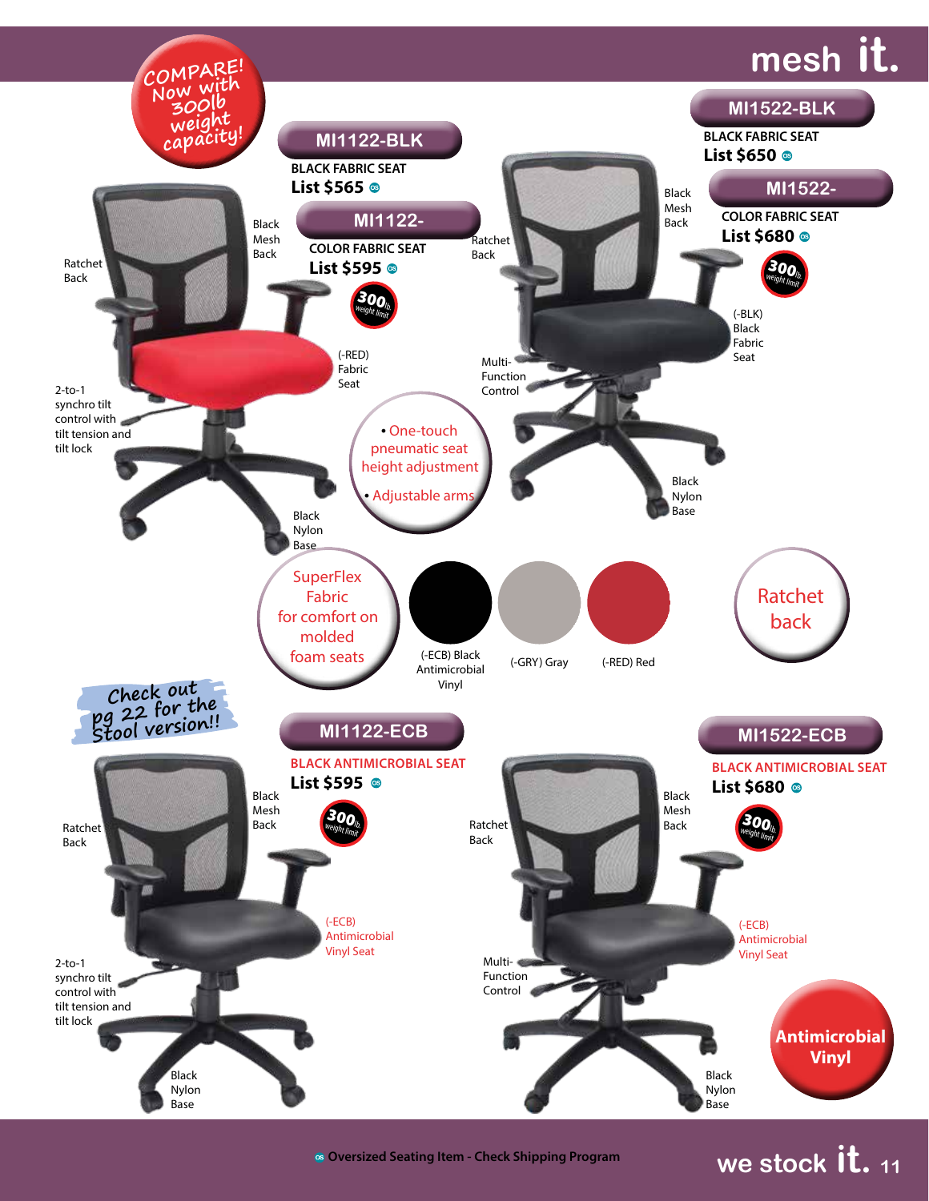COMPARE! Now with 300lb weight capacity!

## MI1122-BLK

BLACK FABRIC SEAT
**List $565**

## MI1122-

COLOR FABRIC SEAT
**List $595**

300 lb. weight limit

Black Mesh Back

Ratchet Back

(-RED) Fabric Seat

2-to-1 synchro tilt control with tilt tension and tilt lock

Black Nylon Base

## MI1522-BLK

BLACK FABRIC SEAT
**List $650**

## MI1522-

COLOR FABRIC SEAT
**List $680**

300 lb. weight limit

Black Mesh Back

Ratchet Back

(-BLK) Black Fabric Seat

Multi-Function Control

Black Nylon Base

- One-touch pneumatic seat height adjustment
- Adjustable arms

SuperFlex Fabric for comfort on molded foam seats

(-ECB) Black Antimicrobial Vinyl

(-GRY) Gray

(-RED) Red

Ratchet back

Check out pg 22 for the Stool version!!

## MI1122-ECB

BLACK ANTIMICROBIAL SEAT
**List $595**

300 lb. weight limit

Black Mesh Back

Ratchet Back

(-ECB) Antimicrobial Vinyl Seat

2-to-1 synchro tilt control with tilt tension and tilt lock

Black Nylon Base

## MI1522-ECB

BLACK ANTIMICROBIAL SEAT
**List $680**

300 lb. weight limit

Black Mesh Back

Ratchet Back

(-ECB) Antimicrobial Vinyl Seat

Multi-Function Control

Black Nylon Base

Antimicrobial Vinyl

OS **Oversized Seating Item - Check Shipping Program**